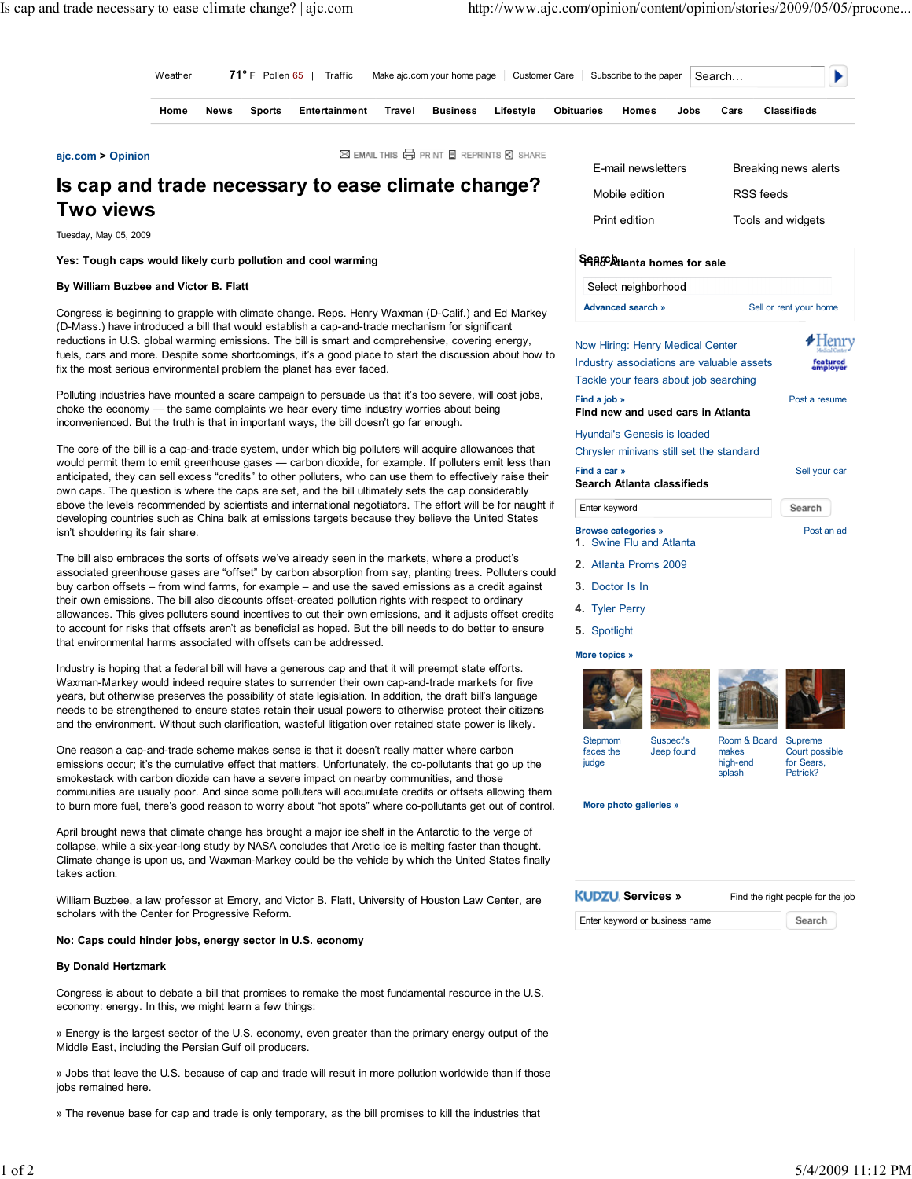# Is cap and trade necessary to ease climate change? Two views

Tuesday, May 05, 2009

**Yes: Tough caps would likely curb pollution and cool warming**

**By William Buzbee and Victor B. Flatt**

Congress is beginning to grapple with climate change. Reps. Henry Waxman (D-Calif.) and Ed Markey (D-Mass.) have introduced a bill that would establish a cap-and-trade mechanism for significant reductions in U.S. global warming emissions. The bill is smart and comprehensive, covering energy, fuels, cars and more. Despite some shortcomings, it's a good place to start the discussion about how to fix the most serious environmental problem the planet has ever faced.

Polluting industries have mounted a scare campaign to persuade us that it's too severe, will cost jobs, choke the economy — the same complaints we hear every time industry worries about being inconvenienced. But the truth is that in important ways, the bill doesn't go far enough.

The core of the bill is a cap-and-trade system, under which big polluters will acquire allowances that would permit them to emit greenhouse gases — carbon dioxide, for example. If polluters emit less than anticipated, they can sell excess "credits" to other polluters, who can use them to effectively raise their own caps. The question is where the caps are set, and the bill ultimately sets the cap considerably above the levels recommended by scientists and international negotiators. The effort will be for naught if developing countries such as China balk at emissions targets because they believe the United States isn't shouldering its fair share.

The bill also embraces the sorts of offsets we've already seen in the markets, where a product's associated greenhouse gases are "offset" by carbon absorption from say, planting trees. Polluters could buy carbon offsets – from wind farms, for example – and use the saved emissions as a credit against their own emissions. The bill also discounts offset-created pollution rights with respect to ordinary allowances. This gives polluters sound incentives to cut their own emissions, and it adjusts offset credits to account for risks that offsets aren't as beneficial as hoped. But the bill needs to do better to ensure that environmental harms associated with offsets can be addressed.

Industry is hoping that a federal bill will have a generous cap and that it will preempt state efforts. Waxman-Markey would indeed require states to surrender their own cap-and-trade markets for five years, but otherwise preserves the possibility of state legislation. In addition, the draft bill's language needs to be strengthened to ensure states retain their usual powers to otherwise protect their citizens and the environment. Without such clarification, wasteful litigation over retained state power is likely.

One reason a cap-and-trade scheme makes sense is that it doesn't really matter where carbon emissions occur; it's the cumulative effect that matters. Unfortunately, the co-pollutants that go up the smokestack with carbon dioxide can have a severe impact on nearby communities, and those communities are usually poor. And since some polluters will accumulate credits or offsets allowing them to burn more fuel, there's good reason to worry about "hot spots" where co-pollutants get out of control.

April brought news that climate change has brought a major ice shelf in the Antarctic to the verge of collapse, while a six-year-long study by NASA concludes that Arctic ice is melting faster than thought. Climate change is upon us, and Waxman-Markey could be the vehicle by which the United States finally takes action.

William Buzbee, a law professor at Emory, and Victor B. Flatt, University of Houston Law Center, are scholars with the Center for Progressive Reform.

**No: Caps could hinder jobs, energy sector in U.S. economy**

**By Donald Hertzmark**

Congress is about to debate a bill that promises to remake the most fundamental resource in the U.S. economy: energy. In this, we might learn a few things:

» Energy is the largest sector of the U.S. economy, even greater than the primary energy output of the Middle East, including the Persian Gulf oil producers.

» Jobs that leave the U.S. because of cap and trade will result in more pollution worldwide than if those jobs remained here.

» The revenue base for cap and trade is only temporary, as the bill promises to kill the industries that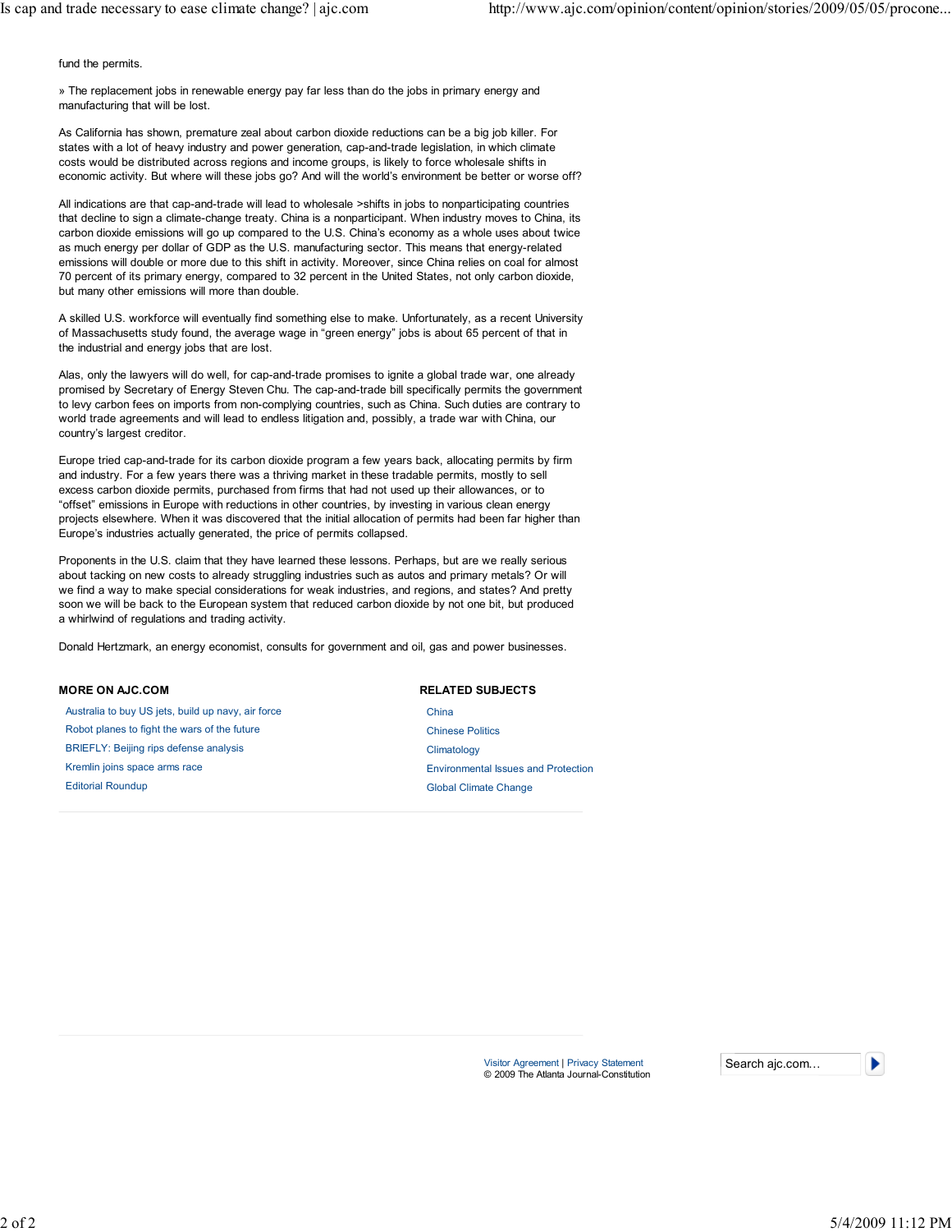fund the permits.

» The replacement jobs in renewable energy pay far less than do the jobs in primary energy and manufacturing that will be lost.

As California has shown, premature zeal about carbon dioxide reductions can be a big job killer. For states with a lot of heavy industry and power generation, cap-and-trade legislation, in which climate costs would be distributed across regions and income groups, is likely to force wholesale shifts in economic activity. But where will these jobs go? And will the world's environment be better or worse off?

All indications are that cap-and-trade will lead to wholesale >shifts in jobs to nonparticipating countries that decline to sign a climate-change treaty. China is a nonparticipant. When industry moves to China, its carbon dioxide emissions will go up compared to the U.S. China's economy as a whole uses about twice as much energy per dollar of GDP as the U.S. manufacturing sector. This means that energy-related emissions will double or more due to this shift in activity. Moreover, since China relies on coal for almost 70 percent of its primary energy, compared to 32 percent in the United States, not only carbon dioxide, but many other emissions will more than double.

A skilled U.S. workforce will eventually find something else to make. Unfortunately, as a recent University of Massachusetts study found, the average wage in "green energy" jobs is about 65 percent of that in the industrial and energy jobs that are lost.

Alas, only the lawyers will do well, for cap-and-trade promises to ignite a global trade war, one already promised by Secretary of Energy Steven Chu. The cap-and-trade bill specifically permits the government to levy carbon fees on imports from non-complying countries, such as China. Such duties are contrary to world trade agreements and will lead to endless litigation and, possibly, a trade war with China, our country's largest creditor.

Europe tried cap-and-trade for its carbon dioxide program a few years back, allocating permits by firm and industry. For a few years there was a thriving market in these tradable permits, mostly to sell excess carbon dioxide permits, purchased from firms that had not used up their allowances, or to "offset" emissions in Europe with reductions in other countries, by investing in various clean energy projects elsewhere. When it was discovered that the initial allocation of permits had been far higher than Europe's industries actually generated, the price of permits collapsed.

Proponents in the U.S. claim that they have learned these lessons. Perhaps, but are we really serious about tacking on new costs to already struggling industries such as autos and primary metals? Or will we find a way to make special considerations for weak industries, and regions, and states? And pretty soon we will be back to the European system that reduced carbon dioxide by not one bit, but produced a whirlwind of regulations and trading activity.

Donald Hertzmark, an energy economist, consults for government and oil, gas and power businesses.

**MORE ON AJC.COM**

- Australia to buy US jets, build up navy, air force
- Robot planes to fight the wars of the future
- BRIEFLY: Beijing rips defense analysis
- Kremlin joins space arms race
- Editorial Roundup

**RELATED SUBJECTS**

- China
- Chinese Politics
- Climatology
- Environmental Issues and Protection
- Global Climate Change

Visitor Agreement | Privacy Statement
© 2009 The Atlanta Journal-Constitution